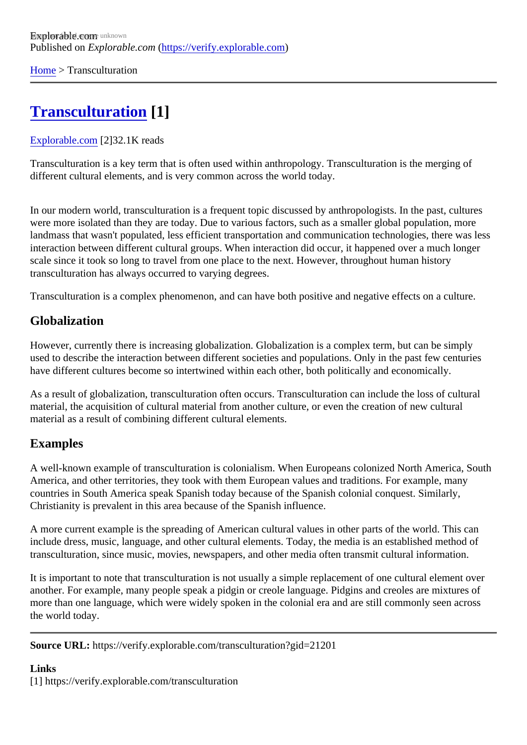Explorable.com
Published on *Explorable.com* (https://verify.explorable.com)

Home > Transculturation

# Transculturation [1]

Explorable.com [2]32.1K reads

Transculturation is a key term that is often used within anthropology. Transculturation is the merging of different cultural elements, and is very common across the world today.

In our modern world, transculturation is a frequent topic discussed by anthropologists. In the past, cultures were more isolated than they are today. Due to various factors, such as a smaller global population, more landmass that wasn't populated, less efficient transportation and communication technologies, there was less interaction between different cultural groups. When interaction did occur, it happened over a much longer scale since it took so long to travel from one place to the next. However, throughout human history transculturation has always occurred to varying degrees.

Transculturation is a complex phenomenon, and can have both positive and negative effects on a culture.

## Globalization

However, currently there is increasing globalization. Globalization is a complex term, but can be simply used to describe the interaction between different societies and populations. Only in the past few centuries have different cultures become so intertwined within each other, both politically and economically.

As a result of globalization, transculturation often occurs. Transculturation can include the loss of cultural material, the acquisition of cultural material from another culture, or even the creation of new cultural material as a result of combining different cultural elements.

## Examples

A well-known example of transculturation is colonialism. When Europeans colonized North America, South America, and other territories, they took with them European values and traditions. For example, many countries in South America speak Spanish today because of the Spanish colonial conquest. Similarly, Christianity is prevalent in this area because of the Spanish influence.

A more current example is the spreading of American cultural values in other parts of the world. This can include dress, music, language, and other cultural elements. Today, the media is an established method of transculturation, since music, movies, newspapers, and other media often transmit cultural information.

It is important to note that transculturation is not usually a simple replacement of one cultural element over another. For example, many people speak a pidgin or creole language. Pidgins and creoles are mixtures of more than one language, which were widely spoken in the colonial era and are still commonly seen across the world today.

---

**Source URL:** https://verify.explorable.com/transculturation?gid=21201

**Links**
[1] https://verify.explorable.com/transculturation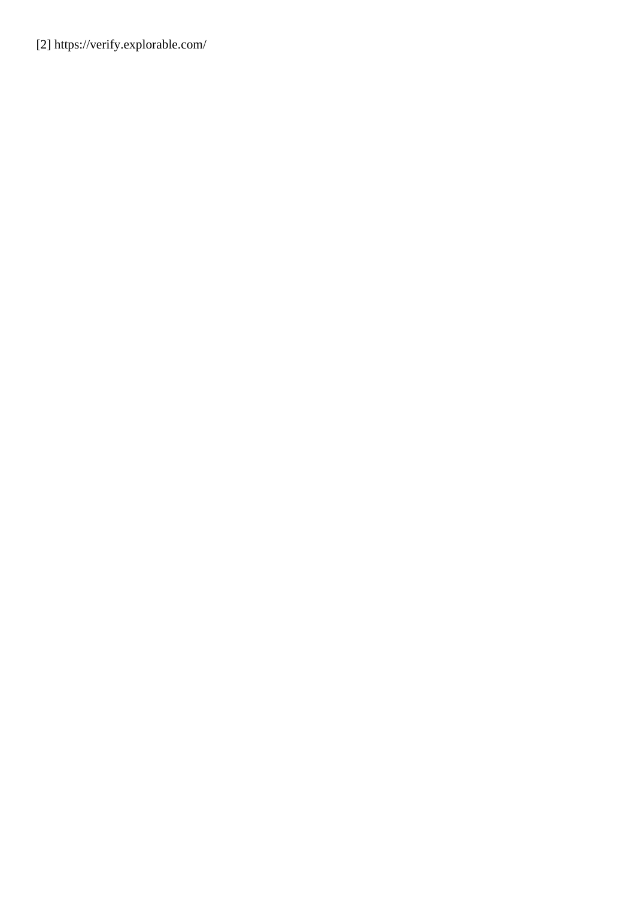[2] https://verify.explorable.com/